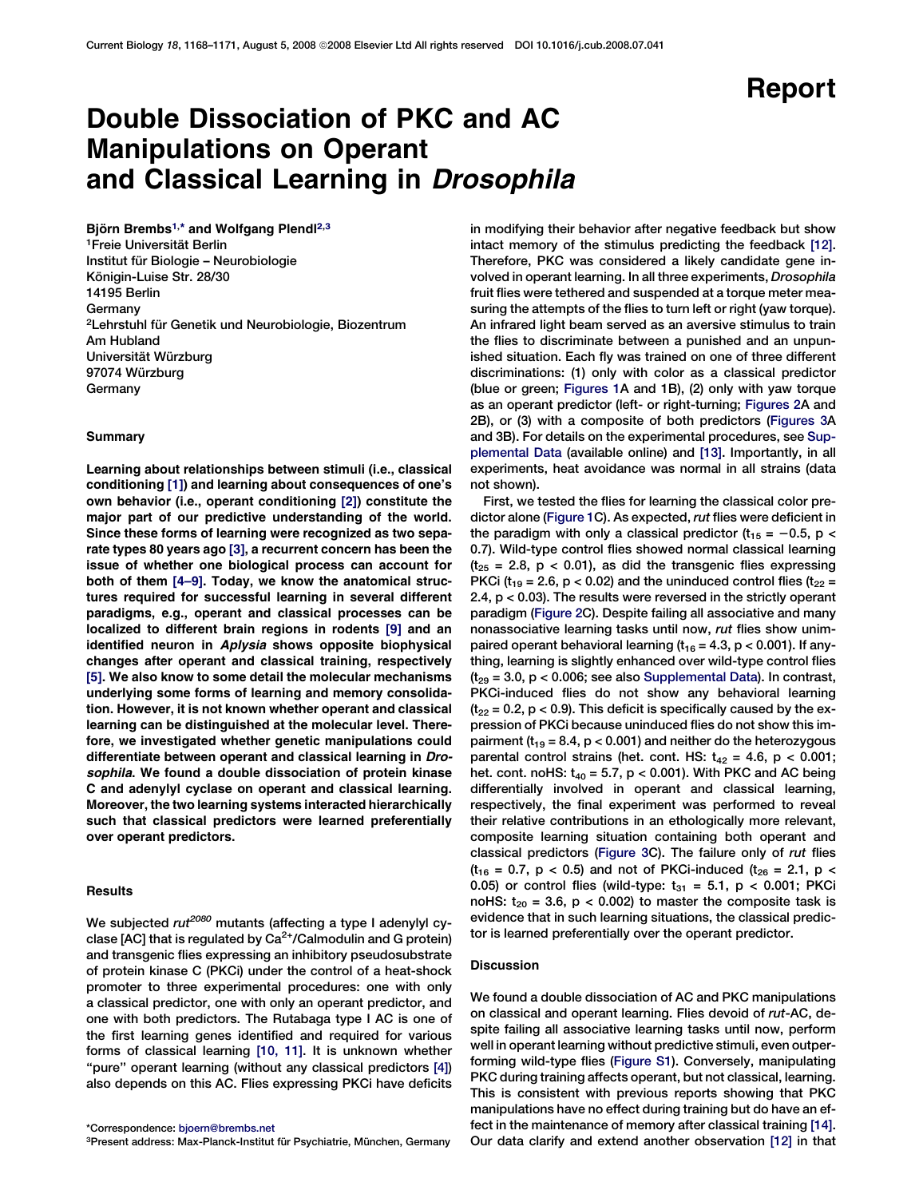Report

# Double Dissociation of PKC and AC Manipulations on Operant and Classical Learning in *Drosophila*

**Björn Brembs[1,*] and Wolfgang Plendl[2,3]**

[1]Freie Universität Berlin
Institut für Biologie – Neurobiologie
Königin-Luise Str. 28/30
14195 Berlin
Germany
[2]Lehrstuhl für Genetik und Neurobiologie, Biozentrum
Am Hubland
Universität Würzburg
97074 Würzburg
Germany

## Summary

**Learning about relationships between stimuli (i.e., classical conditioning [1]) and learning about consequences of one's own behavior (i.e., operant conditioning [2]) constitute the major part of our predictive understanding of the world. Since these forms of learning were recognized as two separate types 80 years ago [3], a recurrent concern has been the issue of whether one biological process can account for both of them [4–9]. Today, we know the anatomical structures required for successful learning in several different paradigms, e.g., operant and classical processes can be localized to different brain regions in rodents [9] and an identified neuron in *Aplysia* shows opposite biophysical changes after operant and classical training, respectively [5]. We also know to some detail the molecular mechanisms underlying some forms of learning and memory consolidation. However, it is not known whether operant and classical learning can be distinguished at the molecular level. Therefore, we investigated whether genetic manipulations could differentiate between operant and classical learning in *Drosophila*. We found a double dissociation of protein kinase C and adenylyl cyclase on operant and classical learning. Moreover, the two learning systems interacted hierarchically such that classical predictors were learned preferentially over operant predictors.**

## Results

We subjected $rut^{2080}$ mutants (affecting a type I adenylyl cyclase [AC] that is regulated by $Ca^{2+}$/Calmodulin and G protein) and transgenic flies expressing an inhibitory pseudosubstrate of protein kinase C (PKCi) under the control of a heat-shock promoter to three experimental procedures: one with only a classical predictor, one with only an operant predictor, and one with both predictors. The Rutabaga type I AC is one of the first learning genes identified and required for various forms of classical learning [10, 11]. It is unknown whether "pure" operant learning (without any classical predictors [4]) also depends on this AC. Flies expressing PKCi have deficits in modifying their behavior after negative feedback but show intact memory of the stimulus predicting the feedback [12]. Therefore, PKC was considered a likely candidate gene involved in operant learning. In all three experiments, *Drosophila* fruit flies were tethered and suspended at a torque meter measuring the attempts of the flies to turn left or right (yaw torque). An infrared light beam served as an aversive stimulus to train the flies to discriminate between a punished and an unpunished situation. Each fly was trained on one of three different discriminations: (1) only with color as a classical predictor (blue or green; Figures 1A and 1B), (2) only with yaw torque as an operant predictor (left- or right-turning; Figures 2A and 2B), or (3) with a composite of both predictors (Figures 3A and 3B). For details on the experimental procedures, see Supplemental Data (available online) and [13]. Importantly, in all experiments, heat avoidance was normal in all strains (data not shown).

First, we tested the flies for learning the classical color predictor alone (Figure 1C). As expected, *rut* flies were deficient in the paradigm with only a classical predictor ($t_{15} = -0.5$, $p < 0.7$). Wild-type control flies showed normal classical learning ($t_{25} = 2.8$, $p < 0.01$), as did the transgenic flies expressing PKCi ($t_{19} = 2.6$, $p < 0.02$) and the uninduced control flies ($t_{22} = 2.4$, $p < 0.03$). The results were reversed in the strictly operant paradigm (Figure 2C). Despite failing all associative and many nonassociative learning tasks until now, *rut* flies show unimpaired operant behavioral learning ($t_{16} = 4.3$, $p < 0.001$). If anything, learning is slightly enhanced over wild-type control flies ($t_{29} = 3.0$, $p < 0.006$; see also Supplemental Data). In contrast, PKCi-induced flies do not show any behavioral learning ($t_{22} = 0.2$, $p < 0.9$). This deficit is specifically caused by the expression of PKCi because uninduced flies do not show this impairment ($t_{19} = 8.4$, $p < 0.001$) and neither do the heterozygous parental control strains (het. cont. HS: $t_{42} = 4.6$, $p < 0.001$; het. cont. noHS: $t_{40} = 5.7$, $p < 0.001$). With PKC and AC being differentially involved in operant and classical learning, respectively, the final experiment was performed to reveal their relative contributions in an ethologically more relevant, composite learning situation containing both operant and classical predictors (Figure 3C). The failure only of *rut* flies ($t_{16} = 0.7$, $p < 0.5$) and not of PKCi-induced ($t_{26} = 2.1$, $p < 0.05$) or control flies (wild-type: $t_{31} = 5.1$, $p < 0.001$; PKCi noHS: $t_{20} = 3.6$, $p < 0.002$) to master the composite task is evidence that in such learning situations, the classical predictor is learned preferentially over the operant predictor.

## Discussion

We found a double dissociation of AC and PKC manipulations on classical and operant learning. Flies devoid of *rut*-AC, despite failing all associative learning tasks until now, perform well in operant learning without predictive stimuli, even outperforming wild-type flies (Figure S1). Conversely, manipulating PKC during training affects operant, but not classical, learning. This is consistent with previous reports showing that PKC manipulations have no effect during training but do have an effect in the maintenance of memory after classical training [14]. Our data clarify and extend another observation [12] in that

*Correspondence: bjoern@brembs.net
[3]Present address: Max-Planck-Institut für Psychiatrie, München, Germany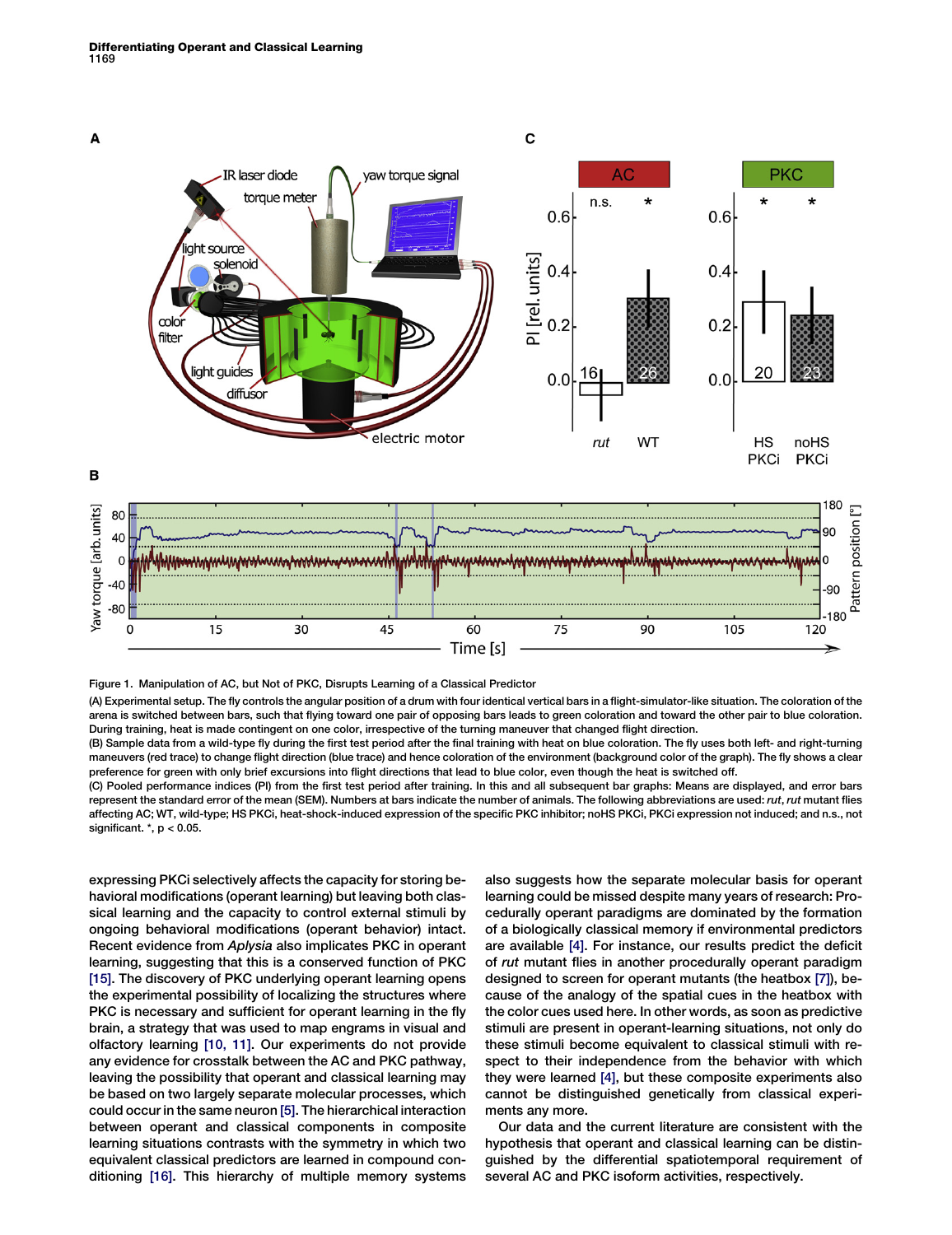Figure 1. Manipulation of AC, but Not of PKC, Disrupts Learning of a Classical Predictor

(A) Experimental setup. The fly controls the angular position of a drum with four identical vertical bars in a flight-simulator-like situation. The coloration of the arena is switched between bars, such that flying toward one pair of opposing bars leads to green coloration and toward the other pair to blue coloration. During training, heat is made contingent on one color, irrespective of the turning maneuver that changed flight direction.

(B) Sample data from a wild-type fly during the first test period after the final training with heat on blue coloration. The fly uses both left- and right-turning maneuvers (red trace) to change flight direction (blue trace) and hence coloration of the environment (background color of the graph). The fly shows a clear preference for green with only brief excursions into flight directions that lead to blue color, even though the heat is switched off.

(C) Pooled performance indices (PI) from the first test period after training. In this and all subsequent bar graphs: Means are displayed, and error bars represent the standard error of the mean (SEM). Numbers at bars indicate the number of animals. The following abbreviations are used: *rut*, *rut* mutant flies affecting AC; WT, wild-type; HS PKCi, heat-shock-induced expression of the specific PKC inhibitor; noHS PKCi, PKCi expression not induced; and n.s., not significant. *, $p < 0.05$.

expressing PKCi selectively affects the capacity for storing behavioral modifications (operant learning) but leaving both classical learning and the capacity to control external stimuli by ongoing behavioral modifications (operant behavior) intact. Recent evidence from *Aplysia* also implicates PKC in operant learning, suggesting that this is a conserved function of PKC [15]. The discovery of PKC underlying operant learning opens the experimental possibility of localizing the structures where PKC is necessary and sufficient for operant learning in the fly brain, a strategy that was used to map engrams in visual and olfactory learning [10, 11]. Our experiments do not provide any evidence for crosstalk between the AC and PKC pathway, leaving the possibility that operant and classical learning may be based on two largely separate molecular processes, which could occur in the same neuron [5]. The hierarchical interaction between operant and classical components in composite learning situations contrasts with the symmetry in which two equivalent classical predictors are learned in compound conditioning [16]. This hierarchy of multiple memory systems also suggests how the separate molecular basis for operant learning could be missed despite many years of research: Procedurally operant paradigms are dominated by the formation of a biologically classical memory if environmental predictors are available [4]. For instance, our results predict the deficit of *rut* mutant flies in another procedurally operant paradigm designed to screen for operant mutants (the heatbox [7]), because of the analogy of the spatial cues in the heatbox with the color cues used here. In other words, as soon as predictive stimuli are present in operant-learning situations, not only do these stimuli become equivalent to classical stimuli with respect to their independence from the behavior with which they were learned [4], but these composite experiments also cannot be distinguished genetically from classical experiments any more.

Our data and the current literature are consistent with the hypothesis that operant and classical learning can be distinguished by the differential spatiotemporal requirement of several AC and PKC isoform activities, respectively.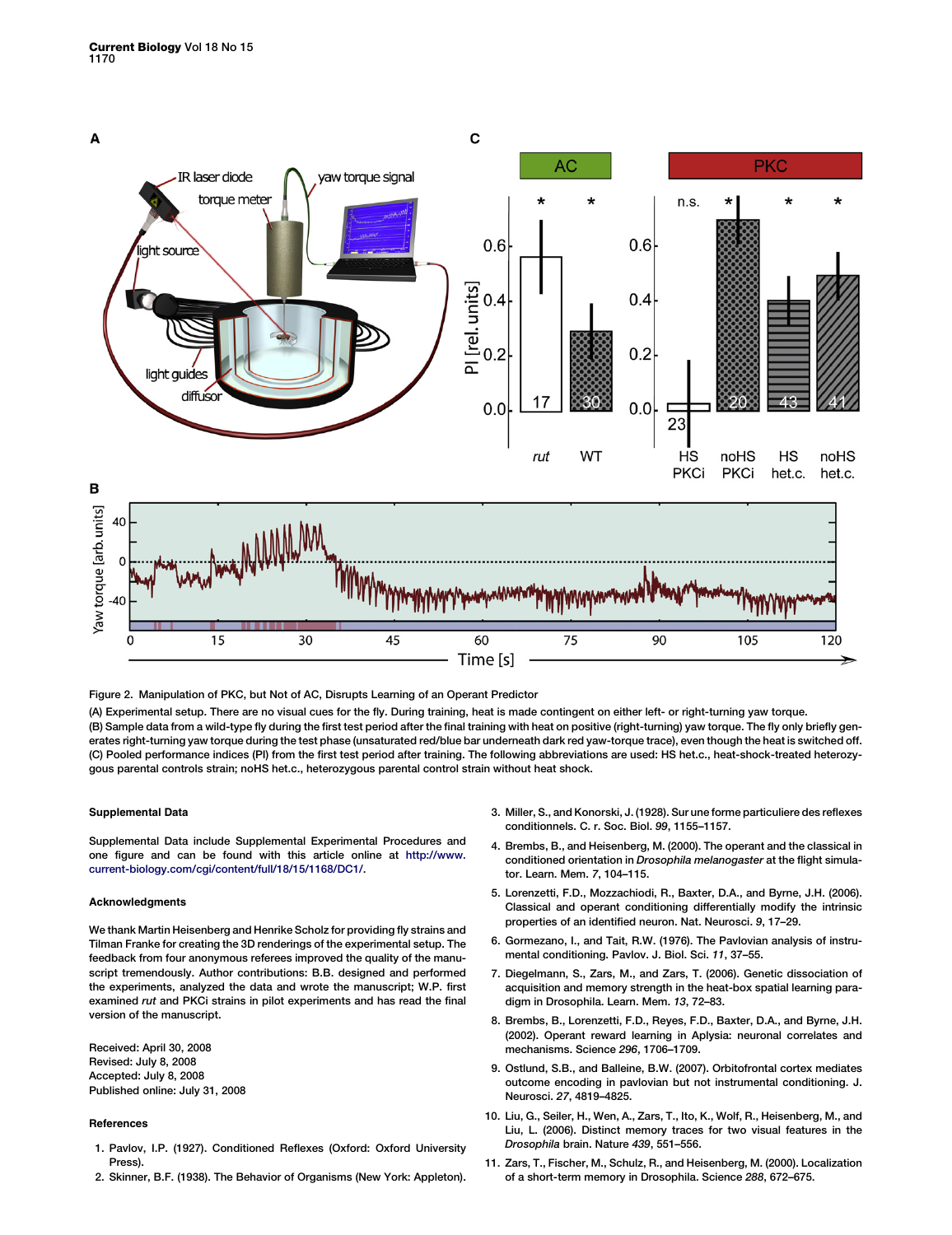Figure 2. Manipulation of PKC, but Not of AC, Disrupts Learning of an Operant Predictor

(A) Experimental setup. There are no visual cues for the fly. During training, heat is made contingent on either left- or right-turning yaw torque.

(B) Sample data from a wild-type fly during the first test period after the final training with heat on positive (right-turning) yaw torque. The fly only briefly generates right-turning yaw torque during the test phase (unsaturated red/blue bar underneath dark red yaw-torque trace), even though the heat is switched off.

(C) Pooled performance indices (PI) from the first test period after training. The following abbreviations are used: HS het.c., heat-shock-treated heterozygous parental controls strain; noHS het.c., heterozygous parental control strain without heat shock.

### Supplemental Data

Supplemental Data include Supplemental Experimental Procedures and one figure and can be found with this article online at http://www.current-biology.com/cgi/content/full/18/15/1168/DC1/.

### Acknowledgments

We thank Martin Heisenberg and Henrike Scholz for providing fly strains and Tilman Franke for creating the 3D renderings of the experimental setup. The feedback from four anonymous referees improved the quality of the manuscript tremendously. Author contributions: B.B. designed and performed the experiments, analyzed the data and wrote the manuscript; W.P. first examined *rut* and PKCi strains in pilot experiments and has read the final version of the manuscript.

Received: April 30, 2008
Revised: July 8, 2008
Accepted: July 8, 2008
Published online: July 31, 2008

### References

1. Pavlov, I.P. (1927). Conditioned Reflexes (Oxford: Oxford University Press).
2. Skinner, B.F. (1938). The Behavior of Organisms (New York: Appleton).
3. Miller, S., and Konorski, J. (1928). Sur une forme particuliere des reflexes conditionnels. C. r. Soc. Biol. *99*, 1155–1157.
4. Brembs, B., and Heisenberg, M. (2000). The operant and the classical in conditioned orientation in *Drosophila melanogaster* at the flight simulator. Learn. Mem. *7*, 104–115.
5. Lorenzetti, F.D., Mozzachiodi, R., Baxter, D.A., and Byrne, J.H. (2006). Classical and operant conditioning differentially modify the intrinsic properties of an identified neuron. Nat. Neurosci. *9*, 17–29.
6. Gormezano, I., and Tait, R.W. (1976). The Pavlovian analysis of instrumental conditioning. Pavlov. J. Biol. Sci. *11*, 37–55.
7. Diegelmann, S., Zars, M., and Zars, T. (2006). Genetic dissociation of acquisition and memory strength in the heat-box spatial learning paradigm in Drosophila. Learn. Mem. *13*, 72–83.
8. Brembs, B., Lorenzetti, F.D., Reyes, F.D., Baxter, D.A., and Byrne, J.H. (2002). Operant reward learning in Aplysia: neuronal correlates and mechanisms. Science *296*, 1706–1709.
9. Ostlund, S.B., and Balleine, B.W. (2007). Orbitofrontal cortex mediates outcome encoding in pavlovian but not instrumental conditioning. J. Neurosci. *27*, 4819–4825.
10. Liu, G., Seiler, H., Wen, A., Zars, T., Ito, K., Wolf, R., Heisenberg, M., and Liu, L. (2006). Distinct memory traces for two visual features in the *Drosophila* brain. Nature *439*, 551–556.
11. Zars, T., Fischer, M., Schulz, R., and Heisenberg, M. (2000). Localization of a short-term memory in Drosophila. Science *288*, 672–675.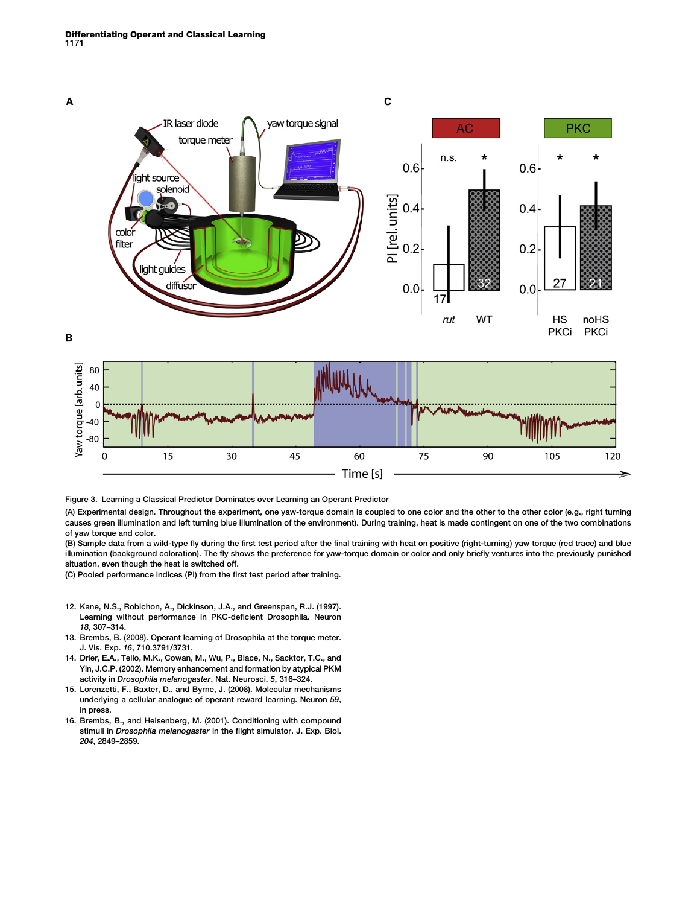Figure 3. Learning a Classical Predictor Dominates over Learning an Operant Predictor

(A) Experimental design. Throughout the experiment, one yaw-torque domain is coupled to one color and the other to the other color (e.g., right turning causes green illumination and left turning blue illumination of the environment). During training, heat is made contingent on one of the two combinations of yaw torque and color.

(B) Sample data from a wild-type fly during the first test period after the final training with heat on positive (right-turning) yaw torque (red trace) and blue illumination (background coloration). The fly shows the preference for yaw-torque domain or color and only briefly ventures into the previously punished situation, even though the heat is switched off.

(C) Pooled performance indices (PI) from the first test period after training.

12. Kane, N.S., Robichon, A., Dickinson, J.A., and Greenspan, R.J. (1997). Learning without performance in PKC-deficient Drosophila. Neuron *18*, 307–314.
13. Brembs, B. (2008). Operant learning of Drosophila at the torque meter. J. Vis. Exp. *16*, 710.3791/3731.
14. Drier, E.A., Tello, M.K., Cowan, M., Wu, P., Blace, N., Sacktor, T.C., and Yin, J.C.P. (2002). Memory enhancement and formation by atypical PKM activity in *Drosophila melanogaster*. Nat. Neurosci. *5*, 316–324.
15. Lorenzetti, F., Baxter, D., and Byrne, J. (2008). Molecular mechanisms underlying a cellular analogue of operant reward learning. Neuron *59*, in press.
16. Brembs, B., and Heisenberg, M. (2001). Conditioning with compound stimuli in *Drosophila melanogaster* in the flight simulator. J. Exp. Biol. *204*, 2849–2859.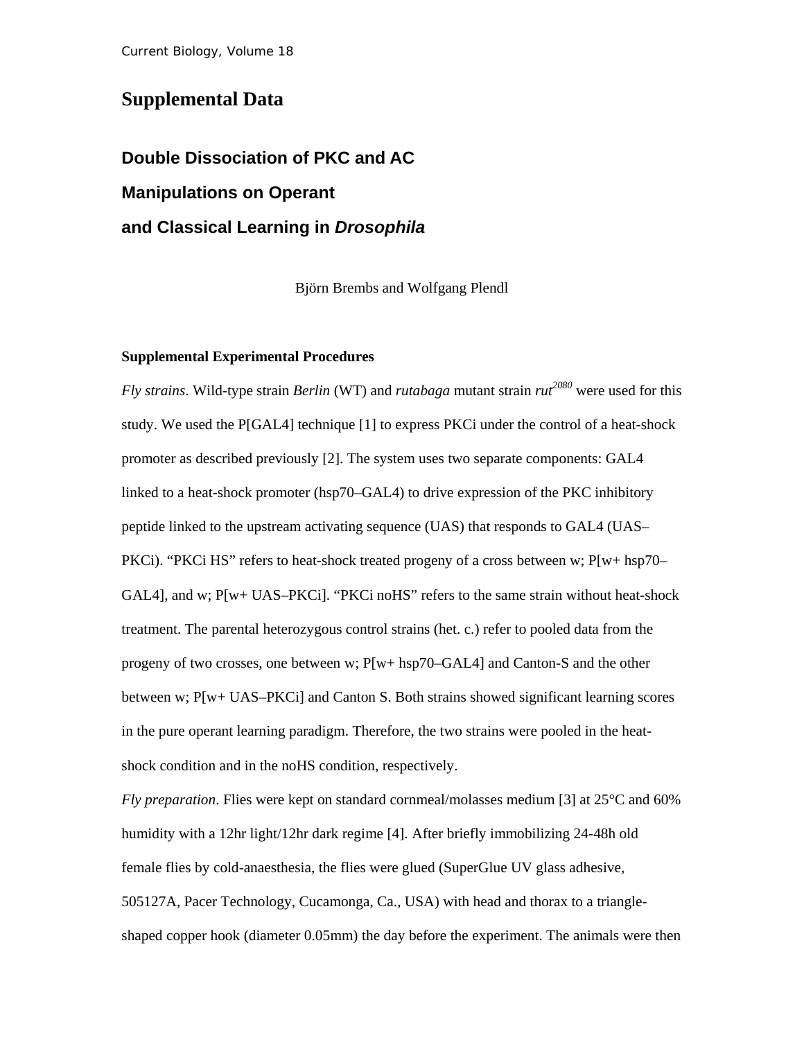# Supplemental Data

## Double Dissociation of PKC and AC Manipulations on Operant and Classical Learning in *Drosophila*

Björn Brembs and Wolfgang Plendl

### Supplemental Experimental Procedures

*Fly strains*. Wild-type strain *Berlin* (WT) and *rutabaga* mutant strain *rut*$^{2080}$ were used for this study. We used the P[GAL4] technique [1] to express PKCi under the control of a heat-shock promoter as described previously [2]. The system uses two separate components: GAL4 linked to a heat-shock promoter (hsp70–GAL4) to drive expression of the PKC inhibitory peptide linked to the upstream activating sequence (UAS) that responds to GAL4 (UAS–PKCi). "PKCi HS" refers to heat-shock treated progeny of a cross between w; P[w+ hsp70–GAL4], and w; P[w+ UAS–PKCi]. "PKCi noHS" refers to the same strain without heat-shock treatment. The parental heterozygous control strains (het. c.) refer to pooled data from the progeny of two crosses, one between w; P[w+ hsp70–GAL4] and Canton-S and the other between w; P[w+ UAS–PKCi] and Canton S. Both strains showed significant learning scores in the pure operant learning paradigm. Therefore, the two strains were pooled in the heat-shock condition and in the noHS condition, respectively.

*Fly preparation*. Flies were kept on standard cornmeal/molasses medium [3] at 25°C and 60% humidity with a 12hr light/12hr dark regime [4]. After briefly immobilizing 24-48h old female flies by cold-anaesthesia, the flies were glued (SuperGlue UV glass adhesive, 505127A, Pacer Technology, Cucamonga, Ca., USA) with head and thorax to a triangle-shaped copper hook (diameter 0.05mm) the day before the experiment. The animals were then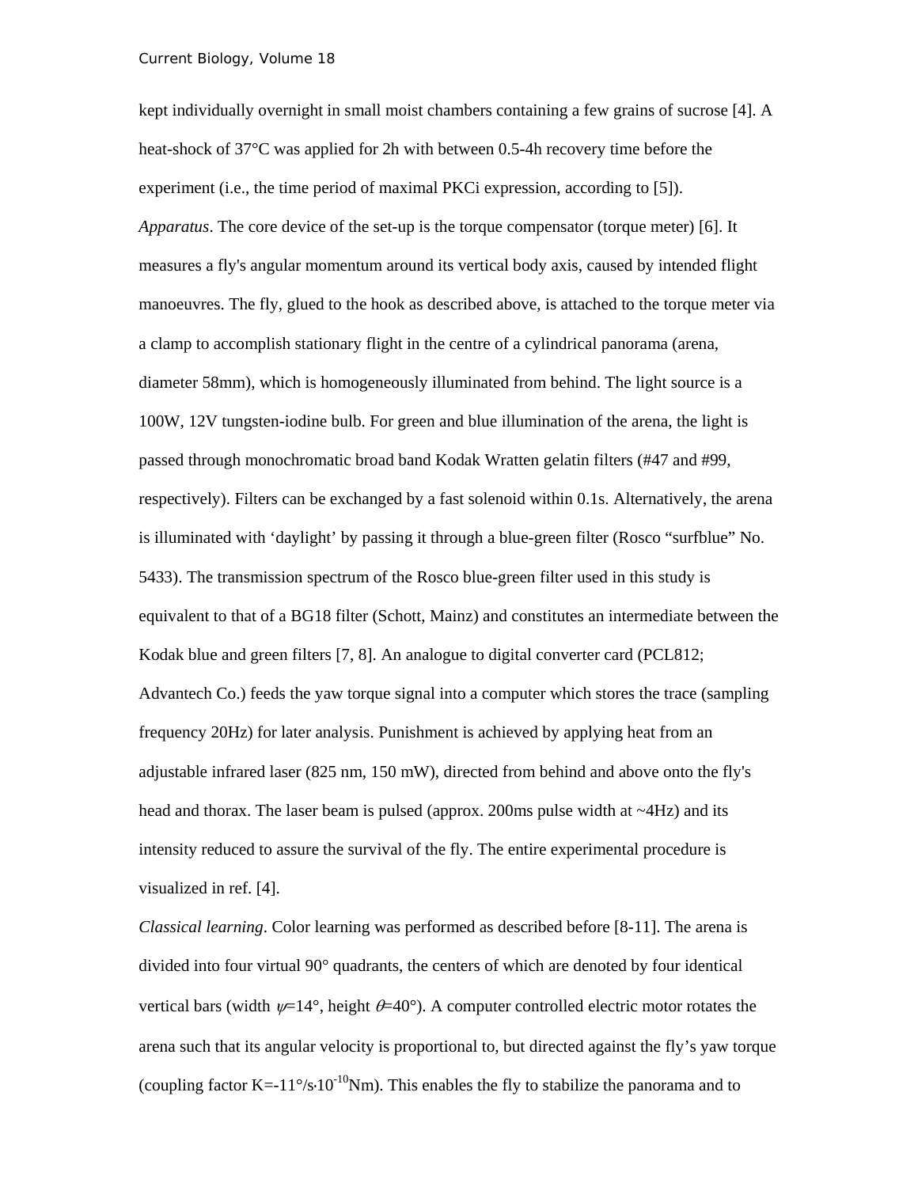kept individually overnight in small moist chambers containing a few grains of sucrose [4]. A heat-shock of 37°C was applied for 2h with between 0.5-4h recovery time before the experiment (i.e., the time period of maximal PKCi expression, according to [5]).

*Apparatus*. The core device of the set-up is the torque compensator (torque meter) [6]. It measures a fly's angular momentum around its vertical body axis, caused by intended flight manoeuvres. The fly, glued to the hook as described above, is attached to the torque meter via a clamp to accomplish stationary flight in the centre of a cylindrical panorama (arena, diameter 58mm), which is homogeneously illuminated from behind. The light source is a 100W, 12V tungsten-iodine bulb. For green and blue illumination of the arena, the light is passed through monochromatic broad band Kodak Wratten gelatin filters (#47 and #99, respectively). Filters can be exchanged by a fast solenoid within 0.1s. Alternatively, the arena is illuminated with 'daylight' by passing it through a blue-green filter (Rosco "surfblue" No. 5433). The transmission spectrum of the Rosco blue-green filter used in this study is equivalent to that of a BG18 filter (Schott, Mainz) and constitutes an intermediate between the Kodak blue and green filters [7, 8]. An analogue to digital converter card (PCL812; Advantech Co.) feeds the yaw torque signal into a computer which stores the trace (sampling frequency 20Hz) for later analysis. Punishment is achieved by applying heat from an adjustable infrared laser (825 nm, 150 mW), directed from behind and above onto the fly's head and thorax. The laser beam is pulsed (approx. 200ms pulse width at ~4Hz) and its intensity reduced to assure the survival of the fly. The entire experimental procedure is visualized in ref. [4].

*Classical learning*. Color learning was performed as described before [8-11]. The arena is divided into four virtual 90° quadrants, the centers of which are denoted by four identical vertical bars (width $\psi$=14°, height $\theta$=40°). A computer controlled electric motor rotates the arena such that its angular velocity is proportional to, but directed against the fly's yaw torque (coupling factor K=-11°/s·$10^{-10}$Nm). This enables the fly to stabilize the panorama and to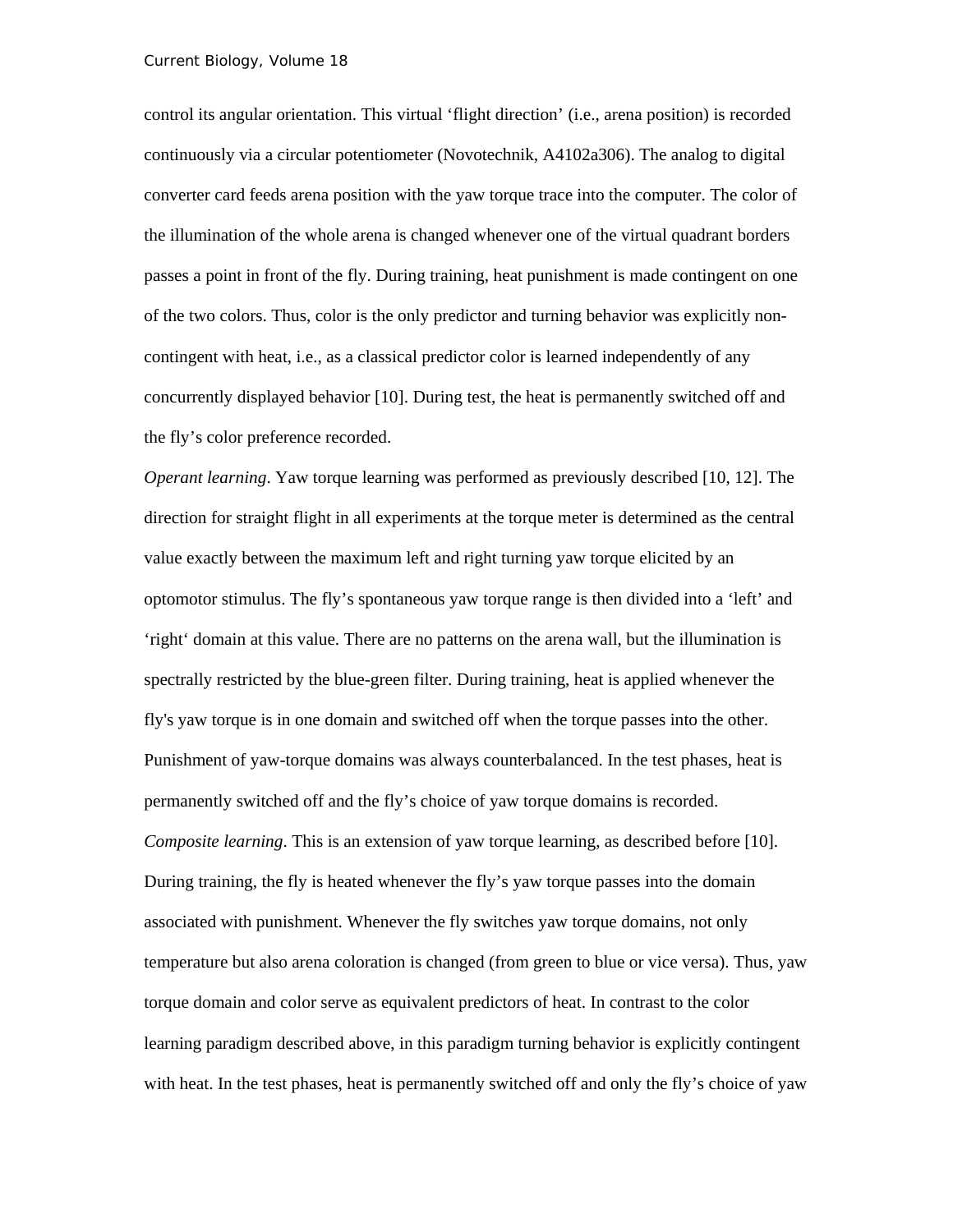control its angular orientation. This virtual 'flight direction' (i.e., arena position) is recorded continuously via a circular potentiometer (Novotechnik, A4102a306). The analog to digital converter card feeds arena position with the yaw torque trace into the computer. The color of the illumination of the whole arena is changed whenever one of the virtual quadrant borders passes a point in front of the fly. During training, heat punishment is made contingent on one of the two colors. Thus, color is the only predictor and turning behavior was explicitly non-contingent with heat, i.e., as a classical predictor color is learned independently of any concurrently displayed behavior [10]. During test, the heat is permanently switched off and the fly's color preference recorded.

*Operant learning*. Yaw torque learning was performed as previously described [10, 12]. The direction for straight flight in all experiments at the torque meter is determined as the central value exactly between the maximum left and right turning yaw torque elicited by an optomotor stimulus. The fly's spontaneous yaw torque range is then divided into a 'left' and 'right' domain at this value. There are no patterns on the arena wall, but the illumination is spectrally restricted by the blue-green filter. During training, heat is applied whenever the fly's yaw torque is in one domain and switched off when the torque passes into the other. Punishment of yaw-torque domains was always counterbalanced. In the test phases, heat is permanently switched off and the fly's choice of yaw torque domains is recorded.

*Composite learning*. This is an extension of yaw torque learning, as described before [10]. During training, the fly is heated whenever the fly's yaw torque passes into the domain associated with punishment. Whenever the fly switches yaw torque domains, not only temperature but also arena coloration is changed (from green to blue or vice versa). Thus, yaw torque domain and color serve as equivalent predictors of heat. In contrast to the color learning paradigm described above, in this paradigm turning behavior is explicitly contingent with heat. In the test phases, heat is permanently switched off and only the fly's choice of yaw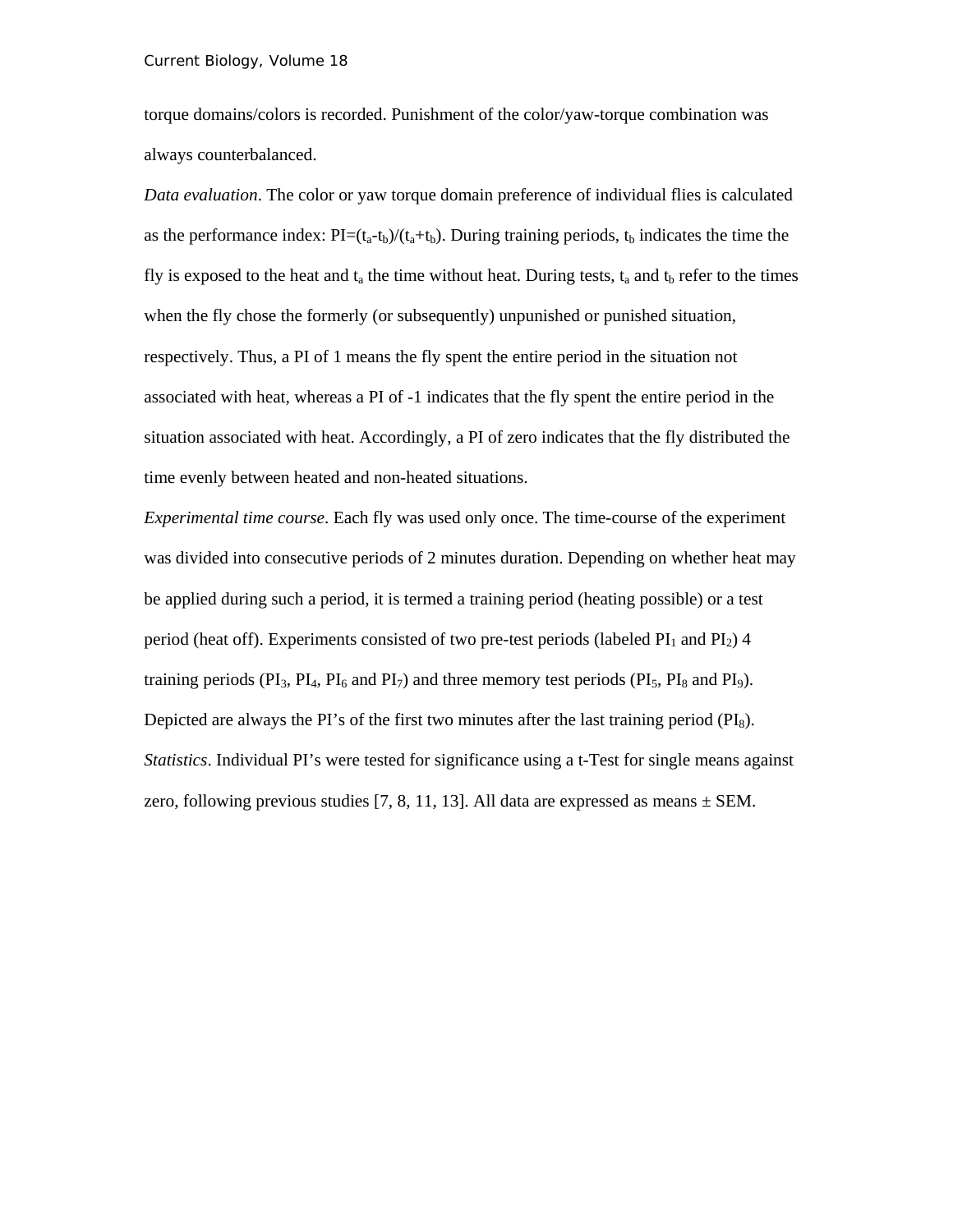torque domains/colors is recorded. Punishment of the color/yaw-torque combination was always counterbalanced.

*Data evaluation*. The color or yaw torque domain preference of individual flies is calculated as the performance index: $PI=(t_a-t_b)/(t_a+t_b)$. During training periods, $t_b$ indicates the time the fly is exposed to the heat and $t_a$ the time without heat. During tests, $t_a$ and $t_b$ refer to the times when the fly chose the formerly (or subsequently) unpunished or punished situation, respectively. Thus, a PI of 1 means the fly spent the entire period in the situation not associated with heat, whereas a PI of -1 indicates that the fly spent the entire period in the situation associated with heat. Accordingly, a PI of zero indicates that the fly distributed the time evenly between heated and non-heated situations.

*Experimental time course*. Each fly was used only once. The time-course of the experiment was divided into consecutive periods of 2 minutes duration. Depending on whether heat may be applied during such a period, it is termed a training period (heating possible) or a test period (heat off). Experiments consisted of two pre-test periods (labeled $PI_1$ and $PI_2$) 4 training periods ($PI_3$, $PI_4$, $PI_6$ and $PI_7$) and three memory test periods ($PI_5$, $PI_8$ and $PI_9$). Depicted are always the PI's of the first two minutes after the last training period ($PI_8$).

*Statistics*. Individual PI's were tested for significance using a t-Test for single means against zero, following previous studies [7, 8, 11, 13]. All data are expressed as means ± SEM.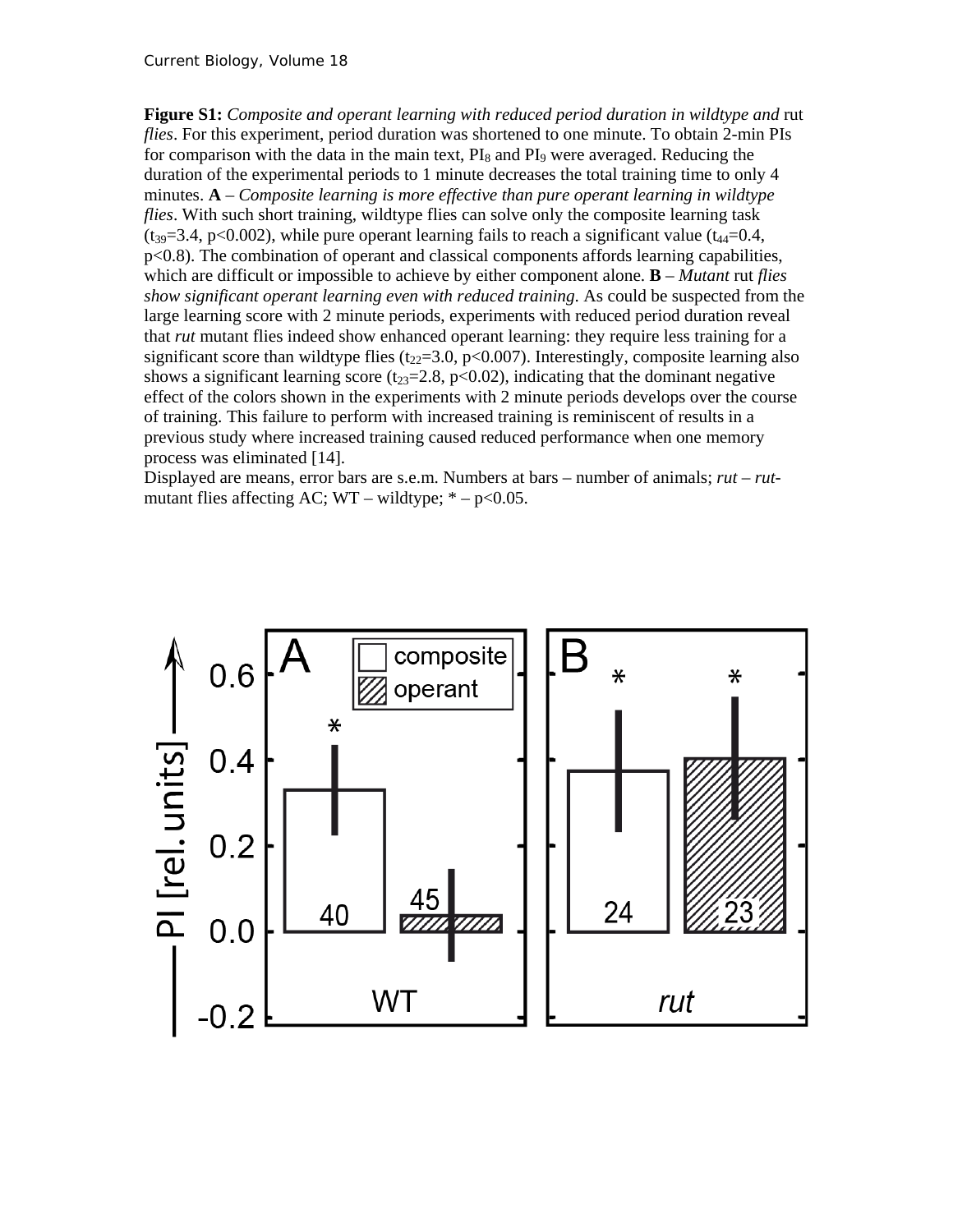**Figure S1:** *Composite and operant learning with reduced period duration in wildtype and* rut *flies*. For this experiment, period duration was shortened to one minute. To obtain 2-min PIs for comparison with the data in the main text, $PI_8$ and $PI_9$ were averaged. Reducing the duration of the experimental periods to 1 minute decreases the total training time to only 4 minutes. **A** – *Composite learning is more effective than pure operant learning in wildtype flies*. With such short training, wildtype flies can solve only the composite learning task ($t_{39}$=3.4, $p<0.002$), while pure operant learning fails to reach a significant value ($t_{44}$=0.4, $p<0.8$). The combination of operant and classical components affords learning capabilities, which are difficult or impossible to achieve by either component alone. **B** – *Mutant* rut *flies show significant operant learning even with reduced training.* As could be suspected from the large learning score with 2 minute periods, experiments with reduced period duration reveal that *rut* mutant flies indeed show enhanced operant learning: they require less training for a significant score than wildtype flies ($t_{22}$=3.0, $p<0.007$). Interestingly, composite learning also shows a significant learning score ($t_{23}$=2.8, $p<0.02$), indicating that the dominant negative effect of the colors shown in the experiments with 2 minute periods develops over the course of training. This failure to perform with increased training is reminiscent of results in a previous study where increased training caused reduced performance when one memory process was eliminated [14].

Displayed are means, error bars are s.e.m. Numbers at bars – number of animals; *rut* – *rut*-mutant flies affecting AC; WT – wildtype; * – $p<0.05$.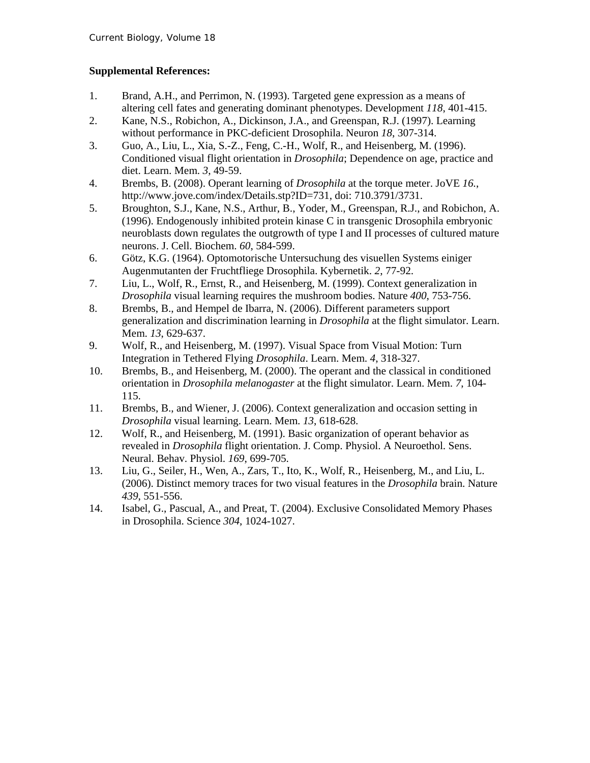**Supplemental References:**

1. Brand, A.H., and Perrimon, N. (1993). Targeted gene expression as a means of altering cell fates and generating dominant phenotypes. Development *118*, 401-415.
2. Kane, N.S., Robichon, A., Dickinson, J.A., and Greenspan, R.J. (1997). Learning without performance in PKC-deficient Drosophila. Neuron *18*, 307-314.
3. Guo, A., Liu, L., Xia, S.-Z., Feng, C.-H., Wolf, R., and Heisenberg, M. (1996). Conditioned visual flight orientation in *Drosophila*; Dependence on age, practice and diet. Learn. Mem. *3*, 49-59.
4. Brembs, B. (2008). Operant learning of *Drosophila* at the torque meter. JoVE *16.*, http://www.jove.com/index/Details.stp?ID=731, doi: 710.3791/3731.
5. Broughton, S.J., Kane, N.S., Arthur, B., Yoder, M., Greenspan, R.J., and Robichon, A. (1996). Endogenously inhibited protein kinase C in transgenic Drosophila embryonic neuroblasts down regulates the outgrowth of type I and II processes of cultured mature neurons. J. Cell. Biochem. *60*, 584-599.
6. Götz, K.G. (1964). Optomotorische Untersuchung des visuellen Systems einiger Augenmutanten der Fruchtfliege Drosophila. Kybernetik. *2*, 77-92.
7. Liu, L., Wolf, R., Ernst, R., and Heisenberg, M. (1999). Context generalization in *Drosophila* visual learning requires the mushroom bodies. Nature *400*, 753-756.
8. Brembs, B., and Hempel de Ibarra, N. (2006). Different parameters support generalization and discrimination learning in *Drosophila* at the flight simulator. Learn. Mem. *13*, 629-637.
9. Wolf, R., and Heisenberg, M. (1997). Visual Space from Visual Motion: Turn Integration in Tethered Flying *Drosophila*. Learn. Mem. *4*, 318-327.
10. Brembs, B., and Heisenberg, M. (2000). The operant and the classical in conditioned orientation in *Drosophila melanogaster* at the flight simulator. Learn. Mem. *7*, 104-115.
11. Brembs, B., and Wiener, J. (2006). Context generalization and occasion setting in *Drosophila* visual learning. Learn. Mem. *13*, 618-628.
12. Wolf, R., and Heisenberg, M. (1991). Basic organization of operant behavior as revealed in *Drosophila* flight orientation. J. Comp. Physiol. A Neuroethol. Sens. Neural. Behav. Physiol. *169*, 699-705.
13. Liu, G., Seiler, H., Wen, A., Zars, T., Ito, K., Wolf, R., Heisenberg, M., and Liu, L. (2006). Distinct memory traces for two visual features in the *Drosophila* brain. Nature *439*, 551-556.
14. Isabel, G., Pascual, A., and Preat, T. (2004). Exclusive Consolidated Memory Phases in Drosophila. Science *304*, 1024-1027.